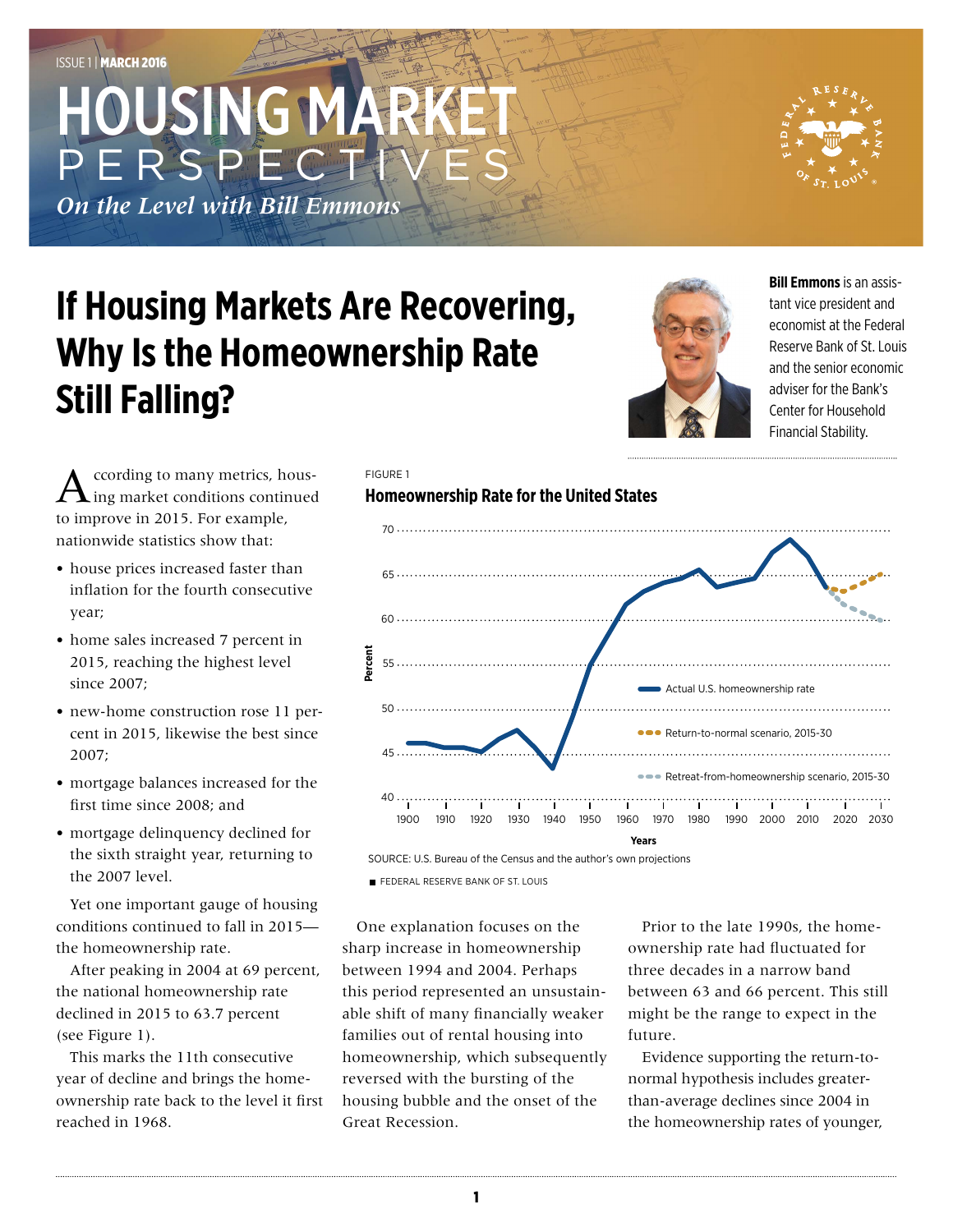ISSUE 1 | **MARCH 2016**

# HOUSING MARKET PERSPECTIVES

*On the Level with Bill Emmons*

# If Housing Markets Are Recovering, Why Is the Homeownership Rate Still Falling?

**Bill Emmons** is an assistant vice president and economist at the Federal Reserve Bank of St. Louis and the senior economic adviser for the Bank's Center for Household Financial Stability.

According to many metrics, housing market conditions continued to improve in 2015. For example, nationwide statistics show that:

- house prices increased faster than inflation for the fourth consecutive year;
- home sales increased 7 percent in 2015, reaching the highest level since 2007;
- new-home construction rose 11 percent in 2015, likewise the best since 2007;
- mortgage balances increased for the first time since 2008; and
- mortgage delinquency declined for the sixth straight year, returning to the 2007 level.

Yet one important gauge of housing conditions continued to fall in 2015—the homeownership rate.

After peaking in 2004 at 69 percent, the national homeownership rate declined in 2015 to 63.7 percent (see Figure 1).

This marks the 11th consecutive year of decline and brings the homeownership rate back to the level it first reached in 1968.

FIGURE 1

**Homeownership Rate for the United States**

SOURCE: U.S. Bureau of the Census and the author's own projections

FEDERAL RESERVE BANK OF ST. LOUIS

One explanation focuses on the sharp increase in homeownership between 1994 and 2004. Perhaps this period represented an unsustainable shift of many financially weaker families out of rental housing into homeownership, which subsequently reversed with the bursting of the housing bubble and the onset of the Great Recession.

Prior to the late 1990s, the homeownership rate had fluctuated for three decades in a narrow band between 63 and 66 percent. This still might be the range to expect in the future.

Evidence supporting the return-to-normal hypothesis includes greater-than-average declines since 2004 in the homeownership rates of younger,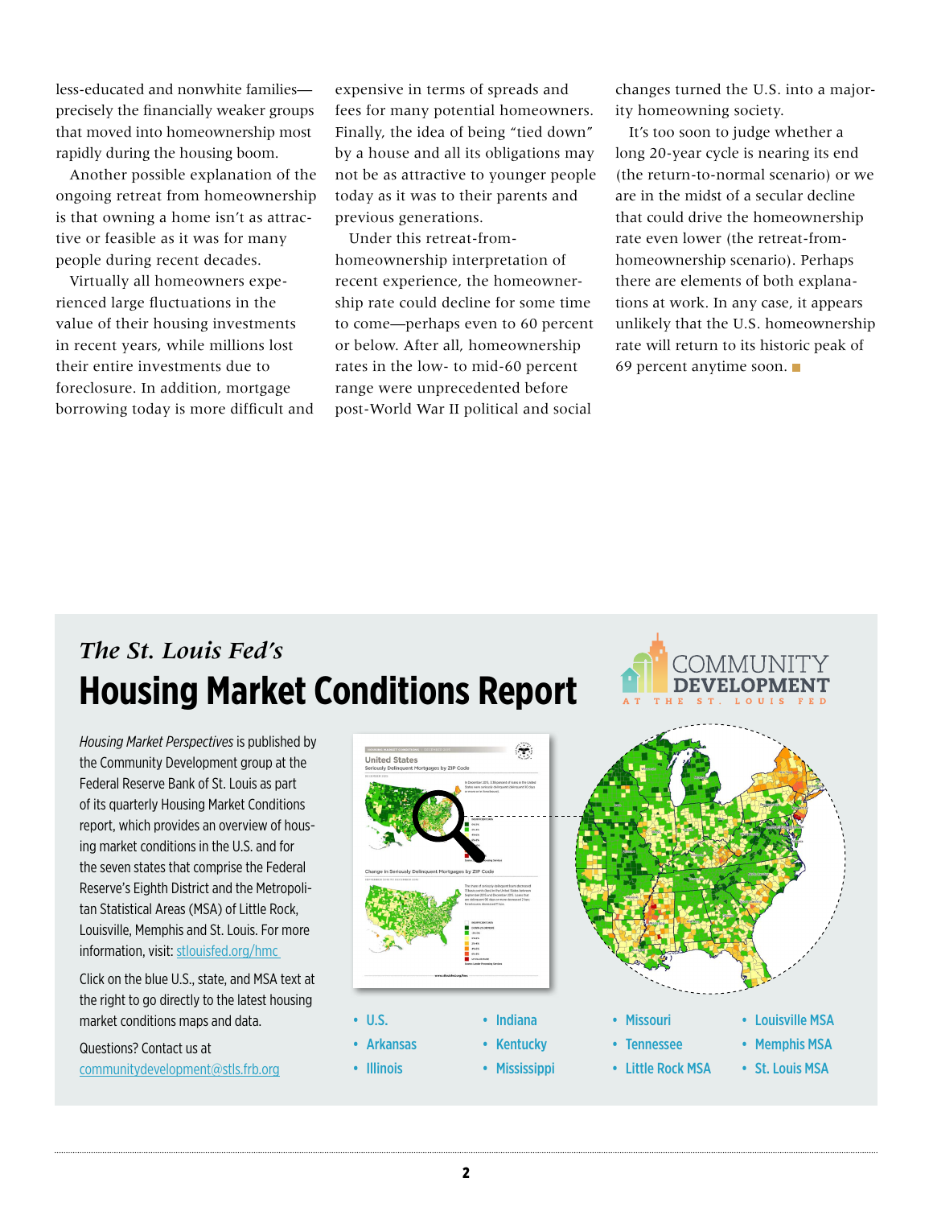less-educated and nonwhite families—precisely the financially weaker groups that moved into homeownership most rapidly during the housing boom.

Another possible explanation of the ongoing retreat from homeownership is that owning a home isn't as attractive or feasible as it was for many people during recent decades.

Virtually all homeowners experienced large fluctuations in the value of their housing investments in recent years, while millions lost their entire investments due to foreclosure. In addition, mortgage borrowing today is more difficult and expensive in terms of spreads and fees for many potential homeowners. Finally, the idea of being "tied down" by a house and all its obligations may not be as attractive to younger people today as it was to their parents and previous generations.

Under this retreat-from-homeownership interpretation of recent experience, the homeownership rate could decline for some time to come—perhaps even to 60 percent or below. After all, homeownership rates in the low- to mid-60 percent range were unprecedented before post-World War II political and social changes turned the U.S. into a majority homeowning society.

It's too soon to judge whether a long 20-year cycle is nearing its end (the return-to-normal scenario) or we are in the midst of a secular decline that could drive the homeownership rate even lower (the retreat-from-homeownership scenario). Perhaps there are elements of both explanations at work. In any case, it appears unlikely that the U.S. homeownership rate will return to its historic peak of 69 percent anytime soon. ■

---

*The St. Louis Fed's*

## Housing Market Conditions Report

COMMUNITY DEVELOPMENT AT THE ST. LOUIS FED

*Housing Market Perspectives* is published by the Community Development group at the Federal Reserve Bank of St. Louis as part of its quarterly Housing Market Conditions report, which provides an overview of housing market conditions in the U.S. and for the seven states that comprise the Federal Reserve's Eighth District and the Metropolitan Statistical Areas (MSA) of Little Rock, Louisville, Memphis and St. Louis. For more information, visit: stlouisfed.org/hmc

Click on the blue U.S., state, and MSA text at the right to go directly to the latest housing market conditions maps and data.

Questions? Contact us at communitydevelopment@stls.frb.org

- U.S.
- Arkansas
- Illinois
- Indiana
- Kentucky
- Mississippi
- Missouri
- Tennessee
- Little Rock MSA
- Louisville MSA
- Memphis MSA
- St. Louis MSA